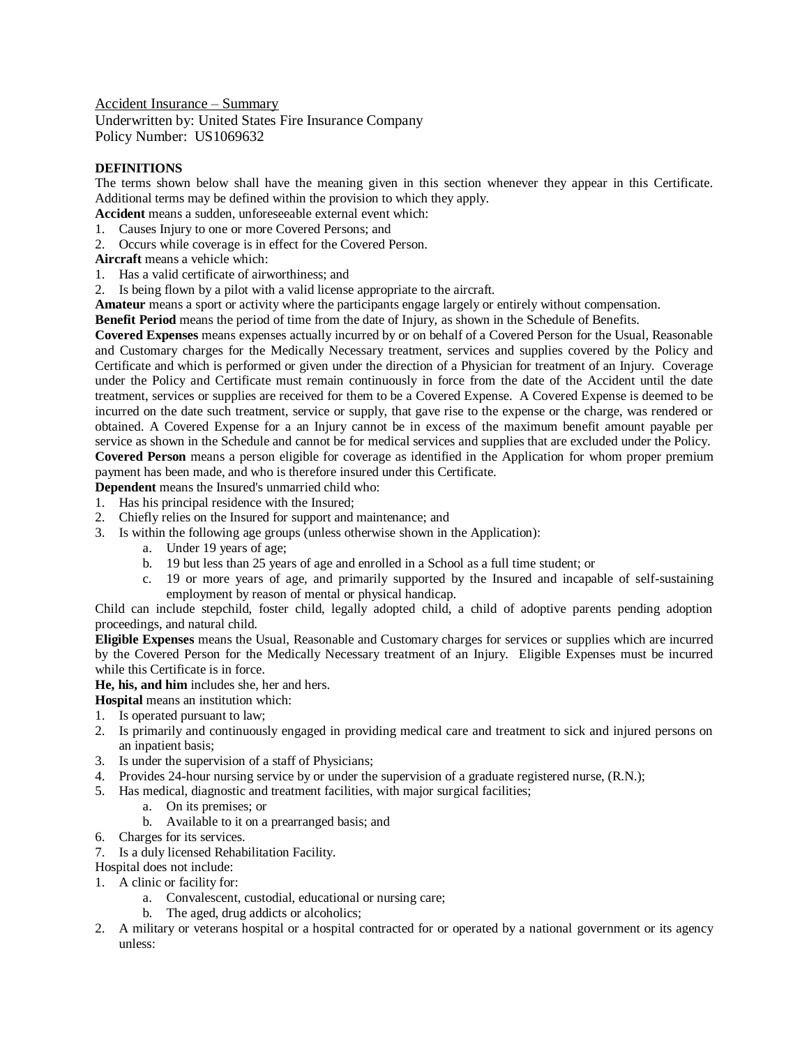Accident Insurance – Summary
Underwritten by: United States Fire Insurance Company
Policy Number: US1069632

**DEFINITIONS**

The terms shown below shall have the meaning given in this section whenever they appear in this Certificate. Additional terms may be defined within the provision to which they apply.

**Accident** means a sudden, unforeseeable external event which:

1. Causes Injury to one or more Covered Persons; and
2. Occurs while coverage is in effect for the Covered Person.

**Aircraft** means a vehicle which:

1. Has a valid certificate of airworthiness; and
2. Is being flown by a pilot with a valid license appropriate to the aircraft.

**Amateur** means a sport or activity where the participants engage largely or entirely without compensation.

**Benefit Period** means the period of time from the date of Injury, as shown in the Schedule of Benefits.

**Covered Expenses** means expenses actually incurred by or on behalf of a Covered Person for the Usual, Reasonable and Customary charges for the Medically Necessary treatment, services and supplies covered by the Policy and Certificate and which is performed or given under the direction of a Physician for treatment of an Injury. Coverage under the Policy and Certificate must remain continuously in force from the date of the Accident until the date treatment, services or supplies are received for them to be a Covered Expense. A Covered Expense is deemed to be incurred on the date such treatment, service or supply, that gave rise to the expense or the charge, was rendered or obtained. A Covered Expense for a an Injury cannot be in excess of the maximum benefit amount payable per service as shown in the Schedule and cannot be for medical services and supplies that are excluded under the Policy.

**Covered Person** means a person eligible for coverage as identified in the Application for whom proper premium payment has been made, and who is therefore insured under this Certificate.

**Dependent** means the Insured's unmarried child who:

1. Has his principal residence with the Insured;
2. Chiefly relies on the Insured for support and maintenance; and
3. Is within the following age groups (unless otherwise shown in the Application):
   a. Under 19 years of age;
   b. 19 but less than 25 years of age and enrolled in a School as a full time student; or
   c. 19 or more years of age, and primarily supported by the Insured and incapable of self-sustaining employment by reason of mental or physical handicap.

Child can include stepchild, foster child, legally adopted child, a child of adoptive parents pending adoption proceedings, and natural child.

**Eligible Expenses** means the Usual, Reasonable and Customary charges for services or supplies which are incurred by the Covered Person for the Medically Necessary treatment of an Injury. Eligible Expenses must be incurred while this Certificate is in force.

**He, his, and him** includes she, her and hers.

**Hospital** means an institution which:

1. Is operated pursuant to law;
2. Is primarily and continuously engaged in providing medical care and treatment to sick and injured persons on an inpatient basis;
3. Is under the supervision of a staff of Physicians;
4. Provides 24-hour nursing service by or under the supervision of a graduate registered nurse, (R.N.);
5. Has medical, diagnostic and treatment facilities, with major surgical facilities;
   a. On its premises; or
   b. Available to it on a prearranged basis; and
6. Charges for its services.
7. Is a duly licensed Rehabilitation Facility.

Hospital does not include:

1. A clinic or facility for:
   a. Convalescent, custodial, educational or nursing care;
   b. The aged, drug addicts or alcoholics;
2. A military or veterans hospital or a hospital contracted for or operated by a national government or its agency unless: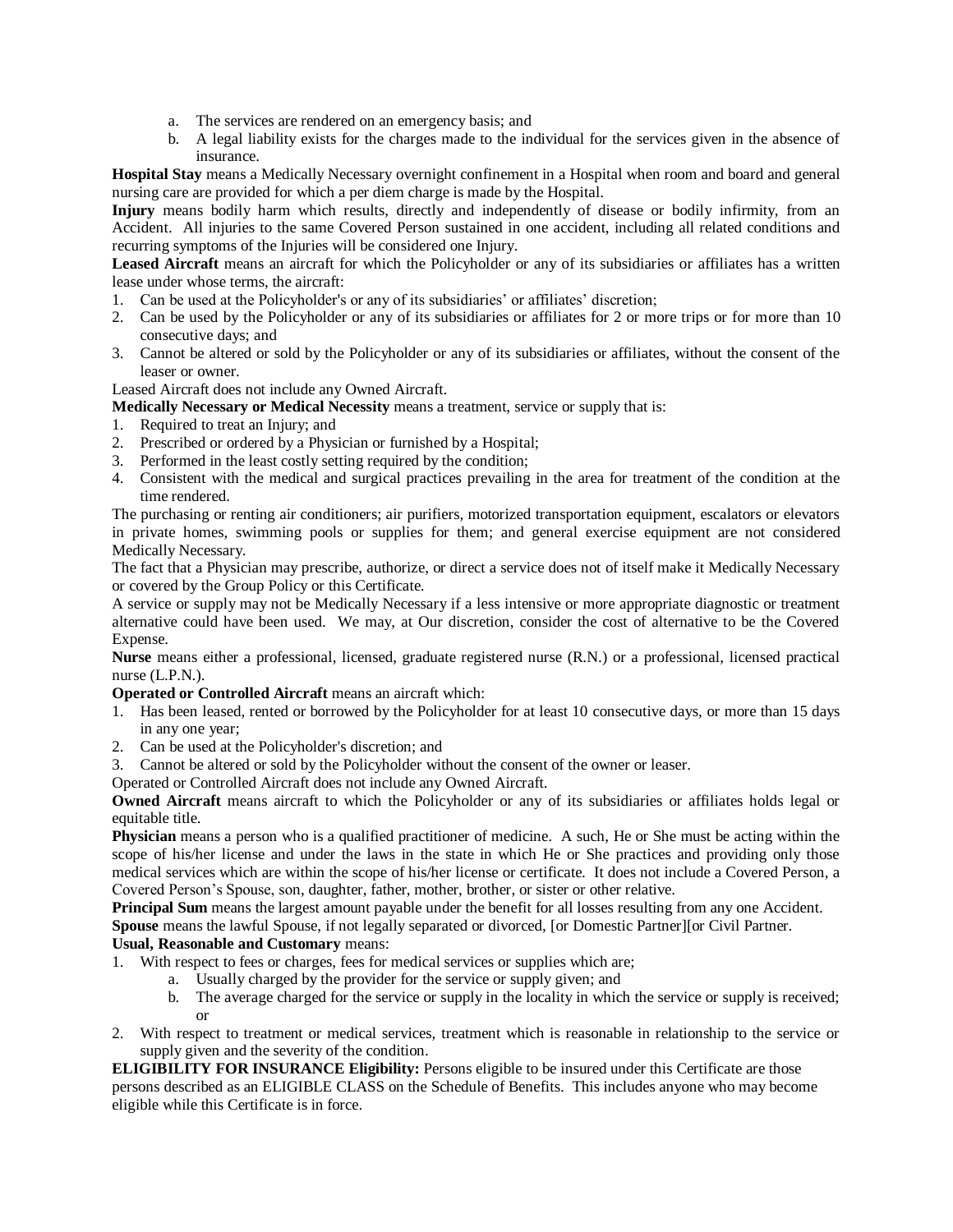a. The services are rendered on an emergency basis; and
b. A legal liability exists for the charges made to the individual for the services given in the absence of insurance.

**Hospital Stay** means a Medically Necessary overnight confinement in a Hospital when room and board and general nursing care are provided for which a per diem charge is made by the Hospital.

**Injury** means bodily harm which results, directly and independently of disease or bodily infirmity, from an Accident. All injuries to the same Covered Person sustained in one accident, including all related conditions and recurring symptoms of the Injuries will be considered one Injury.

**Leased Aircraft** means an aircraft for which the Policyholder or any of its subsidiaries or affiliates has a written lease under whose terms, the aircraft:

1. Can be used at the Policyholder's or any of its subsidiaries' or affiliates' discretion;
2. Can be used by the Policyholder or any of its subsidiaries or affiliates for 2 or more trips or for more than 10 consecutive days; and
3. Cannot be altered or sold by the Policyholder or any of its subsidiaries or affiliates, without the consent of the leaser or owner.

Leased Aircraft does not include any Owned Aircraft.

**Medically Necessary or Medical Necessity** means a treatment, service or supply that is:

1. Required to treat an Injury; and
2. Prescribed or ordered by a Physician or furnished by a Hospital;
3. Performed in the least costly setting required by the condition;
4. Consistent with the medical and surgical practices prevailing in the area for treatment of the condition at the time rendered.

The purchasing or renting air conditioners; air purifiers, motorized transportation equipment, escalators or elevators in private homes, swimming pools or supplies for them; and general exercise equipment are not considered Medically Necessary.

The fact that a Physician may prescribe, authorize, or direct a service does not of itself make it Medically Necessary or covered by the Group Policy or this Certificate.

A service or supply may not be Medically Necessary if a less intensive or more appropriate diagnostic or treatment alternative could have been used. We may, at Our discretion, consider the cost of alternative to be the Covered Expense.

**Nurse** means either a professional, licensed, graduate registered nurse (R.N.) or a professional, licensed practical nurse (L.P.N.).

**Operated or Controlled Aircraft** means an aircraft which:

1. Has been leased, rented or borrowed by the Policyholder for at least 10 consecutive days, or more than 15 days in any one year;
2. Can be used at the Policyholder's discretion; and
3. Cannot be altered or sold by the Policyholder without the consent of the owner or leaser.

Operated or Controlled Aircraft does not include any Owned Aircraft.

**Owned Aircraft** means aircraft to which the Policyholder or any of its subsidiaries or affiliates holds legal or equitable title.

**Physician** means a person who is a qualified practitioner of medicine. A such, He or She must be acting within the scope of his/her license and under the laws in the state in which He or She practices and providing only those medical services which are within the scope of his/her license or certificate. It does not include a Covered Person, a Covered Person's Spouse, son, daughter, father, mother, brother, or sister or other relative.

**Principal Sum** means the largest amount payable under the benefit for all losses resulting from any one Accident.

**Spouse** means the lawful Spouse, if not legally separated or divorced, [or Domestic Partner][or Civil Partner.

**Usual, Reasonable and Customary** means:

1. With respect to fees or charges, fees for medical services or supplies which are;
   a. Usually charged by the provider for the service or supply given; and
   b. The average charged for the service or supply in the locality in which the service or supply is received; or
2. With respect to treatment or medical services, treatment which is reasonable in relationship to the service or supply given and the severity of the condition.

**ELIGIBILITY FOR INSURANCE Eligibility:** Persons eligible to be insured under this Certificate are those persons described as an ELIGIBLE CLASS on the Schedule of Benefits. This includes anyone who may become eligible while this Certificate is in force.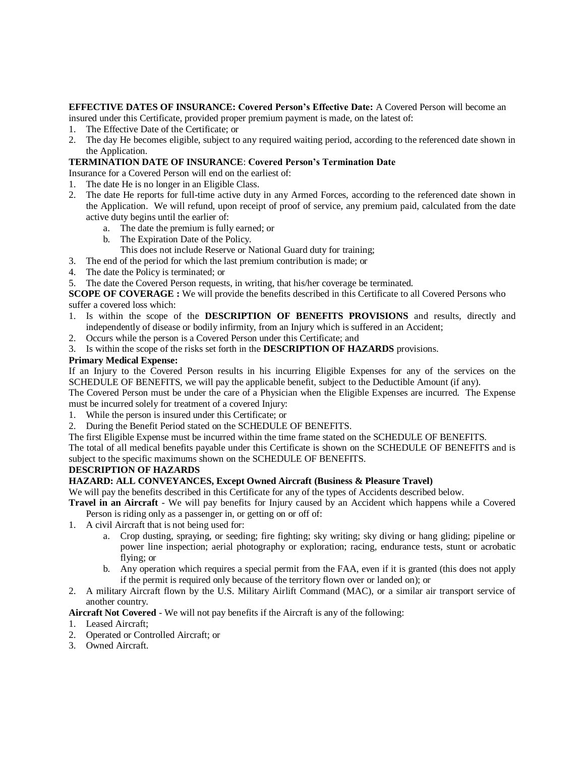**EFFECTIVE DATES OF INSURANCE: Covered Person's Effective Date:** A Covered Person will become an insured under this Certificate, provided proper premium payment is made, on the latest of:

1. The Effective Date of the Certificate; or
2. The day He becomes eligible, subject to any required waiting period, according to the referenced date shown in the Application.

**TERMINATION DATE OF INSURANCE**: **Covered Person's Termination Date**

Insurance for a Covered Person will end on the earliest of:

1. The date He is no longer in an Eligible Class.
2. The date He reports for full-time active duty in any Armed Forces, according to the referenced date shown in the Application. We will refund, upon receipt of proof of service, any premium paid, calculated from the date active duty begins until the earlier of:
   a. The date the premium is fully earned; or
   b. The Expiration Date of the Policy.
   
   This does not include Reserve or National Guard duty for training;
3. The end of the period for which the last premium contribution is made; or
4. The date the Policy is terminated; or
5. The date the Covered Person requests, in writing, that his/her coverage be terminated.

**SCOPE OF COVERAGE :** We will provide the benefits described in this Certificate to all Covered Persons who suffer a covered loss which:

1. Is within the scope of the **DESCRIPTION OF BENEFITS PROVISIONS** and results, directly and independently of disease or bodily infirmity, from an Injury which is suffered in an Accident;
2. Occurs while the person is a Covered Person under this Certificate; and
3. Is within the scope of the risks set forth in the **DESCRIPTION OF HAZARDS** provisions.

**Primary Medical Expense:**

If an Injury to the Covered Person results in his incurring Eligible Expenses for any of the services on the SCHEDULE OF BENEFITS, we will pay the applicable benefit, subject to the Deductible Amount (if any).

The Covered Person must be under the care of a Physician when the Eligible Expenses are incurred. The Expense must be incurred solely for treatment of a covered Injury:

1. While the person is insured under this Certificate; or
2. During the Benefit Period stated on the SCHEDULE OF BENEFITS.

The first Eligible Expense must be incurred within the time frame stated on the SCHEDULE OF BENEFITS.

The total of all medical benefits payable under this Certificate is shown on the SCHEDULE OF BENEFITS and is subject to the specific maximums shown on the SCHEDULE OF BENEFITS.

**DESCRIPTION OF HAZARDS**

**HAZARD: ALL CONVEYANCES, Except Owned Aircraft (Business & Pleasure Travel)**

We will pay the benefits described in this Certificate for any of the types of Accidents described below.

**Travel in an Aircraft** - We will pay benefits for Injury caused by an Accident which happens while a Covered Person is riding only as a passenger in, or getting on or off of:

1. A civil Aircraft that is not being used for:
   a. Crop dusting, spraying, or seeding; fire fighting; sky writing; sky diving or hang gliding; pipeline or power line inspection; aerial photography or exploration; racing, endurance tests, stunt or acrobatic flying; or
   b. Any operation which requires a special permit from the FAA, even if it is granted (this does not apply if the permit is required only because of the territory flown over or landed on); or
2. A military Aircraft flown by the U.S. Military Airlift Command (MAC), or a similar air transport service of another country.

**Aircraft Not Covered** - We will not pay benefits if the Aircraft is any of the following:

1. Leased Aircraft;
2. Operated or Controlled Aircraft; or
3. Owned Aircraft.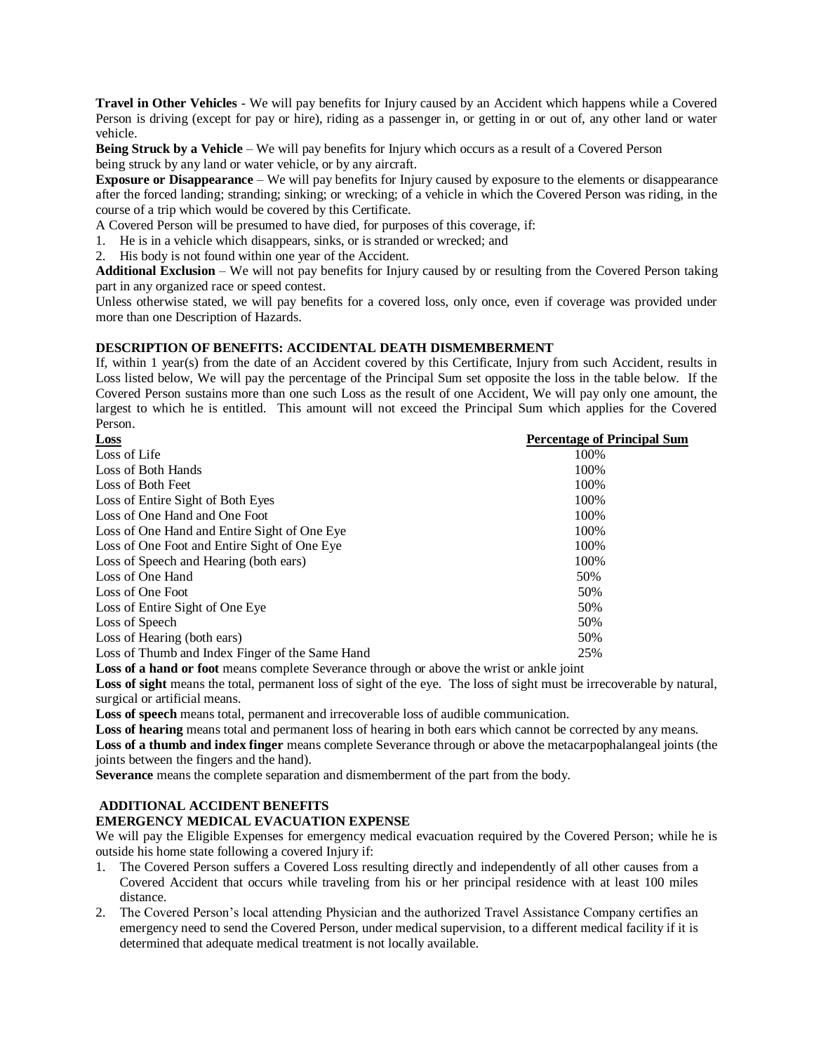**Travel in Other Vehicles** - We will pay benefits for Injury caused by an Accident which happens while a Covered Person is driving (except for pay or hire), riding as a passenger in, or getting in or out of, any other land or water vehicle.

**Being Struck by a Vehicle** – We will pay benefits for Injury which occurs as a result of a Covered Person being struck by any land or water vehicle, or by any aircraft.

**Exposure or Disappearance** – We will pay benefits for Injury caused by exposure to the elements or disappearance after the forced landing; stranding; sinking; or wrecking; of a vehicle in which the Covered Person was riding, in the course of a trip which would be covered by this Certificate.

A Covered Person will be presumed to have died, for purposes of this coverage, if:

1. He is in a vehicle which disappears, sinks, or is stranded or wrecked; and
2. His body is not found within one year of the Accident.

**Additional Exclusion** – We will not pay benefits for Injury caused by or resulting from the Covered Person taking part in any organized race or speed contest.

Unless otherwise stated, we will pay benefits for a covered loss, only once, even if coverage was provided under more than one Description of Hazards.

## DESCRIPTION OF BENEFITS: ACCIDENTAL DEATH DISMEMBERMENT

If, within 1 year(s) from the date of an Accident covered by this Certificate, Injury from such Accident, results in Loss listed below, We will pay the percentage of the Principal Sum set opposite the loss in the table below. If the Covered Person sustains more than one such Loss as the result of one Accident, We will pay only one amount, the largest to which he is entitled. This amount will not exceed the Principal Sum which applies for the Covered Person.

| Loss | Percentage of Principal Sum |
|---|---|
| Loss of Life | 100% |
| Loss of Both Hands | 100% |
| Loss of Both Feet | 100% |
| Loss of Entire Sight of Both Eyes | 100% |
| Loss of One Hand and One Foot | 100% |
| Loss of One Hand and Entire Sight of One Eye | 100% |
| Loss of One Foot and Entire Sight of One Eye | 100% |
| Loss of Speech and Hearing (both ears) | 100% |
| Loss of One Hand | 50% |
| Loss of One Foot | 50% |
| Loss of Entire Sight of One Eye | 50% |
| Loss of Speech | 50% |
| Loss of Hearing (both ears) | 50% |
| Loss of Thumb and Index Finger of the Same Hand | 25% |

**Loss of a hand or foot** means complete Severance through or above the wrist or ankle joint

**Loss of sight** means the total, permanent loss of sight of the eye. The loss of sight must be irrecoverable by natural, surgical or artificial means.

**Loss of speech** means total, permanent and irrecoverable loss of audible communication.

**Loss of hearing** means total and permanent loss of hearing in both ears which cannot be corrected by any means.

**Loss of a thumb and index finger** means complete Severance through or above the metacarpophalangeal joints (the joints between the fingers and the hand).

**Severance** means the complete separation and dismemberment of the part from the body.

## ADDITIONAL ACCIDENT BENEFITS

### EMERGENCY MEDICAL EVACUATION EXPENSE

We will pay the Eligible Expenses for emergency medical evacuation required by the Covered Person; while he is outside his home state following a covered Injury if:

1. The Covered Person suffers a Covered Loss resulting directly and independently of all other causes from a Covered Accident that occurs while traveling from his or her principal residence with at least 100 miles distance.
2. The Covered Person's local attending Physician and the authorized Travel Assistance Company certifies an emergency need to send the Covered Person, under medical supervision, to a different medical facility if it is determined that adequate medical treatment is not locally available.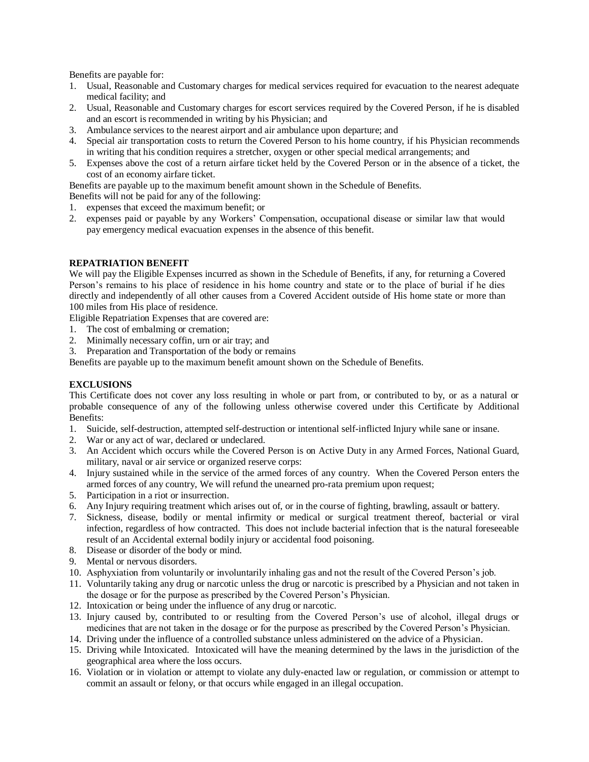Benefits are payable for:

1. Usual, Reasonable and Customary charges for medical services required for evacuation to the nearest adequate medical facility; and
2. Usual, Reasonable and Customary charges for escort services required by the Covered Person, if he is disabled and an escort is recommended in writing by his Physician; and
3. Ambulance services to the nearest airport and air ambulance upon departure; and
4. Special air transportation costs to return the Covered Person to his home country, if his Physician recommends in writing that his condition requires a stretcher, oxygen or other special medical arrangements; and
5. Expenses above the cost of a return airfare ticket held by the Covered Person or in the absence of a ticket, the cost of an economy airfare ticket.

Benefits are payable up to the maximum benefit amount shown in the Schedule of Benefits.

Benefits will not be paid for any of the following:

1. expenses that exceed the maximum benefit; or
2. expenses paid or payable by any Workers' Compensation, occupational disease or similar law that would pay emergency medical evacuation expenses in the absence of this benefit.

**REPATRIATION BENEFIT**

We will pay the Eligible Expenses incurred as shown in the Schedule of Benefits, if any, for returning a Covered Person's remains to his place of residence in his home country and state or to the place of burial if he dies directly and independently of all other causes from a Covered Accident outside of His home state or more than 100 miles from His place of residence.

Eligible Repatriation Expenses that are covered are:

1. The cost of embalming or cremation;
2. Minimally necessary coffin, urn or air tray; and
3. Preparation and Transportation of the body or remains

Benefits are payable up to the maximum benefit amount shown on the Schedule of Benefits.

**EXCLUSIONS**

This Certificate does not cover any loss resulting in whole or part from, or contributed to by, or as a natural or probable consequence of any of the following unless otherwise covered under this Certificate by Additional Benefits:

1. Suicide, self-destruction, attempted self-destruction or intentional self-inflicted Injury while sane or insane.
2. War or any act of war, declared or undeclared.
3. An Accident which occurs while the Covered Person is on Active Duty in any Armed Forces, National Guard, military, naval or air service or organized reserve corps:
4. Injury sustained while in the service of the armed forces of any country. When the Covered Person enters the armed forces of any country, We will refund the unearned pro-rata premium upon request;
5. Participation in a riot or insurrection.
6. Any Injury requiring treatment which arises out of, or in the course of fighting, brawling, assault or battery.
7. Sickness, disease, bodily or mental infirmity or medical or surgical treatment thereof, bacterial or viral infection, regardless of how contracted. This does not include bacterial infection that is the natural foreseeable result of an Accidental external bodily injury or accidental food poisoning.
8. Disease or disorder of the body or mind.
9. Mental or nervous disorders.
10. Asphyxiation from voluntarily or involuntarily inhaling gas and not the result of the Covered Person's job.
11. Voluntarily taking any drug or narcotic unless the drug or narcotic is prescribed by a Physician and not taken in the dosage or for the purpose as prescribed by the Covered Person's Physician.
12. Intoxication or being under the influence of any drug or narcotic.
13. Injury caused by, contributed to or resulting from the Covered Person's use of alcohol, illegal drugs or medicines that are not taken in the dosage or for the purpose as prescribed by the Covered Person's Physician.
14. Driving under the influence of a controlled substance unless administered on the advice of a Physician.
15. Driving while Intoxicated. Intoxicated will have the meaning determined by the laws in the jurisdiction of the geographical area where the loss occurs.
16. Violation or in violation or attempt to violate any duly-enacted law or regulation, or commission or attempt to commit an assault or felony, or that occurs while engaged in an illegal occupation.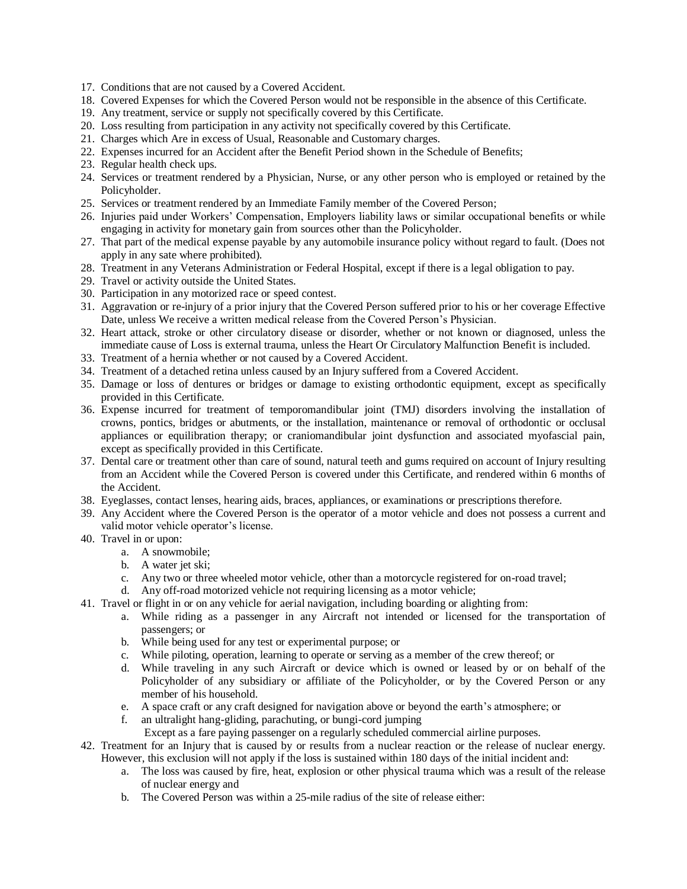17. Conditions that are not caused by a Covered Accident.
18. Covered Expenses for which the Covered Person would not be responsible in the absence of this Certificate.
19. Any treatment, service or supply not specifically covered by this Certificate.
20. Loss resulting from participation in any activity not specifically covered by this Certificate.
21. Charges which Are in excess of Usual, Reasonable and Customary charges.
22. Expenses incurred for an Accident after the Benefit Period shown in the Schedule of Benefits;
23. Regular health check ups.
24. Services or treatment rendered by a Physician, Nurse, or any other person who is employed or retained by the Policyholder.
25. Services or treatment rendered by an Immediate Family member of the Covered Person;
26. Injuries paid under Workers' Compensation, Employers liability laws or similar occupational benefits or while engaging in activity for monetary gain from sources other than the Policyholder.
27. That part of the medical expense payable by any automobile insurance policy without regard to fault. (Does not apply in any sate where prohibited).
28. Treatment in any Veterans Administration or Federal Hospital, except if there is a legal obligation to pay.
29. Travel or activity outside the United States.
30. Participation in any motorized race or speed contest.
31. Aggravation or re-injury of a prior injury that the Covered Person suffered prior to his or her coverage Effective Date, unless We receive a written medical release from the Covered Person's Physician.
32. Heart attack, stroke or other circulatory disease or disorder, whether or not known or diagnosed, unless the immediate cause of Loss is external trauma, unless the Heart Or Circulatory Malfunction Benefit is included.
33. Treatment of a hernia whether or not caused by a Covered Accident.
34. Treatment of a detached retina unless caused by an Injury suffered from a Covered Accident.
35. Damage or loss of dentures or bridges or damage to existing orthodontic equipment, except as specifically provided in this Certificate.
36. Expense incurred for treatment of temporomandibular joint (TMJ) disorders involving the installation of crowns, pontics, bridges or abutments, or the installation, maintenance or removal of orthodontic or occlusal appliances or equilibration therapy; or craniomandibular joint dysfunction and associated myofascial pain, except as specifically provided in this Certificate.
37. Dental care or treatment other than care of sound, natural teeth and gums required on account of Injury resulting from an Accident while the Covered Person is covered under this Certificate, and rendered within 6 months of the Accident.
38. Eyeglasses, contact lenses, hearing aids, braces, appliances, or examinations or prescriptions therefore.
39. Any Accident where the Covered Person is the operator of a motor vehicle and does not possess a current and valid motor vehicle operator's license.
40. Travel in or upon:
    a. A snowmobile;
    b. A water jet ski;
    c. Any two or three wheeled motor vehicle, other than a motorcycle registered for on-road travel;
    d. Any off-road motorized vehicle not requiring licensing as a motor vehicle;
41. Travel or flight in or on any vehicle for aerial navigation, including boarding or alighting from:
    a. While riding as a passenger in any Aircraft not intended or licensed for the transportation of passengers; or
    b. While being used for any test or experimental purpose; or
    c. While piloting, operation, learning to operate or serving as a member of the crew thereof; or
    d. While traveling in any such Aircraft or device which is owned or leased by or on behalf of the Policyholder of any subsidiary or affiliate of the Policyholder, or by the Covered Person or any member of his household.
    e. A space craft or any craft designed for navigation above or beyond the earth's atmosphere; or
    f. an ultralight hang-gliding, parachuting, or bungi-cord jumping

    Except as a fare paying passenger on a regularly scheduled commercial airline purposes.
42. Treatment for an Injury that is caused by or results from a nuclear reaction or the release of nuclear energy. However, this exclusion will not apply if the loss is sustained within 180 days of the initial incident and:
    a. The loss was caused by fire, heat, explosion or other physical trauma which was a result of the release of nuclear energy and
    b. The Covered Person was within a 25-mile radius of the site of release either: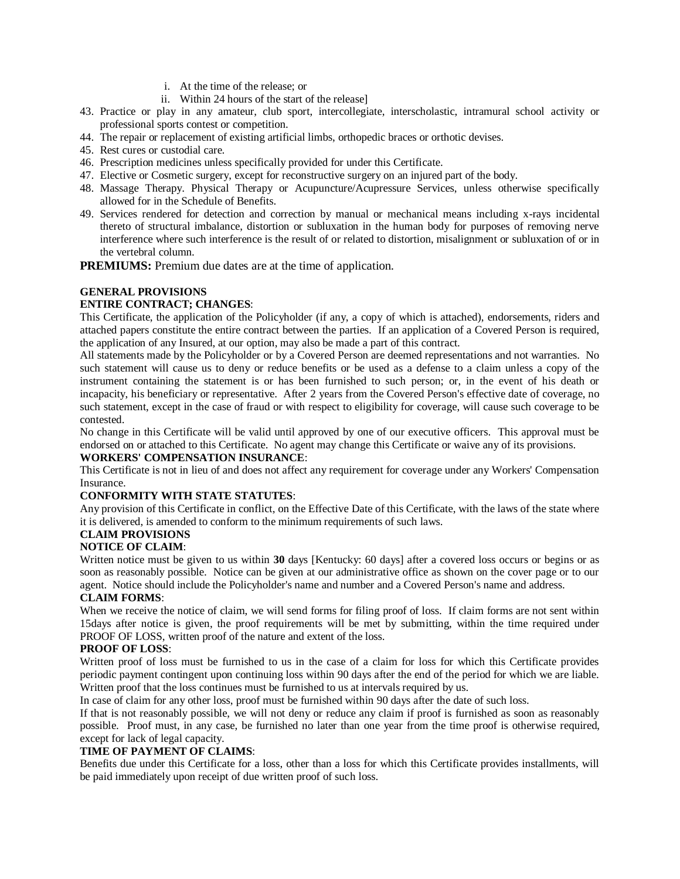i. At the time of the release; or
ii. Within 24 hours of the start of the release]

43. Practice or play in any amateur, club sport, intercollegiate, interscholastic, intramural school activity or professional sports contest or competition.
44. The repair or replacement of existing artificial limbs, orthopedic braces or orthotic devises.
45. Rest cures or custodial care.
46. Prescription medicines unless specifically provided for under this Certificate.
47. Elective or Cosmetic surgery, except for reconstructive surgery on an injured part of the body.
48. Massage Therapy. Physical Therapy or Acupuncture/Acupressure Services, unless otherwise specifically allowed for in the Schedule of Benefits.
49. Services rendered for detection and correction by manual or mechanical means including x-rays incidental thereto of structural imbalance, distortion or subluxation in the human body for purposes of removing nerve interference where such interference is the result of or related to distortion, misalignment or subluxation of or in the vertebral column.

**PREMIUMS:** Premium due dates are at the time of application.

**GENERAL PROVISIONS**

**ENTIRE CONTRACT; CHANGES**:

This Certificate, the application of the Policyholder (if any, a copy of which is attached), endorsements, riders and attached papers constitute the entire contract between the parties. If an application of a Covered Person is required, the application of any Insured, at our option, may also be made a part of this contract.

All statements made by the Policyholder or by a Covered Person are deemed representations and not warranties. No such statement will cause us to deny or reduce benefits or be used as a defense to a claim unless a copy of the instrument containing the statement is or has been furnished to such person; or, in the event of his death or incapacity, his beneficiary or representative. After 2 years from the Covered Person's effective date of coverage, no such statement, except in the case of fraud or with respect to eligibility for coverage, will cause such coverage to be contested.

No change in this Certificate will be valid until approved by one of our executive officers. This approval must be endorsed on or attached to this Certificate. No agent may change this Certificate or waive any of its provisions.

**WORKERS' COMPENSATION INSURANCE**:

This Certificate is not in lieu of and does not affect any requirement for coverage under any Workers' Compensation Insurance.

**CONFORMITY WITH STATE STATUTES**:

Any provision of this Certificate in conflict, on the Effective Date of this Certificate, with the laws of the state where it is delivered, is amended to conform to the minimum requirements of such laws.

**CLAIM PROVISIONS**

**NOTICE OF CLAIM**:

Written notice must be given to us within **30** days [Kentucky: 60 days] after a covered loss occurs or begins or as soon as reasonably possible. Notice can be given at our administrative office as shown on the cover page or to our agent. Notice should include the Policyholder's name and number and a Covered Person's name and address.

**CLAIM FORMS**:

When we receive the notice of claim, we will send forms for filing proof of loss. If claim forms are not sent within 15days after notice is given, the proof requirements will be met by submitting, within the time required under PROOF OF LOSS, written proof of the nature and extent of the loss.

**PROOF OF LOSS**:

Written proof of loss must be furnished to us in the case of a claim for loss for which this Certificate provides periodic payment contingent upon continuing loss within 90 days after the end of the period for which we are liable. Written proof that the loss continues must be furnished to us at intervals required by us.

In case of claim for any other loss, proof must be furnished within 90 days after the date of such loss.

If that is not reasonably possible, we will not deny or reduce any claim if proof is furnished as soon as reasonably possible. Proof must, in any case, be furnished no later than one year from the time proof is otherwise required, except for lack of legal capacity.

**TIME OF PAYMENT OF CLAIMS**:

Benefits due under this Certificate for a loss, other than a loss for which this Certificate provides installments, will be paid immediately upon receipt of due written proof of such loss.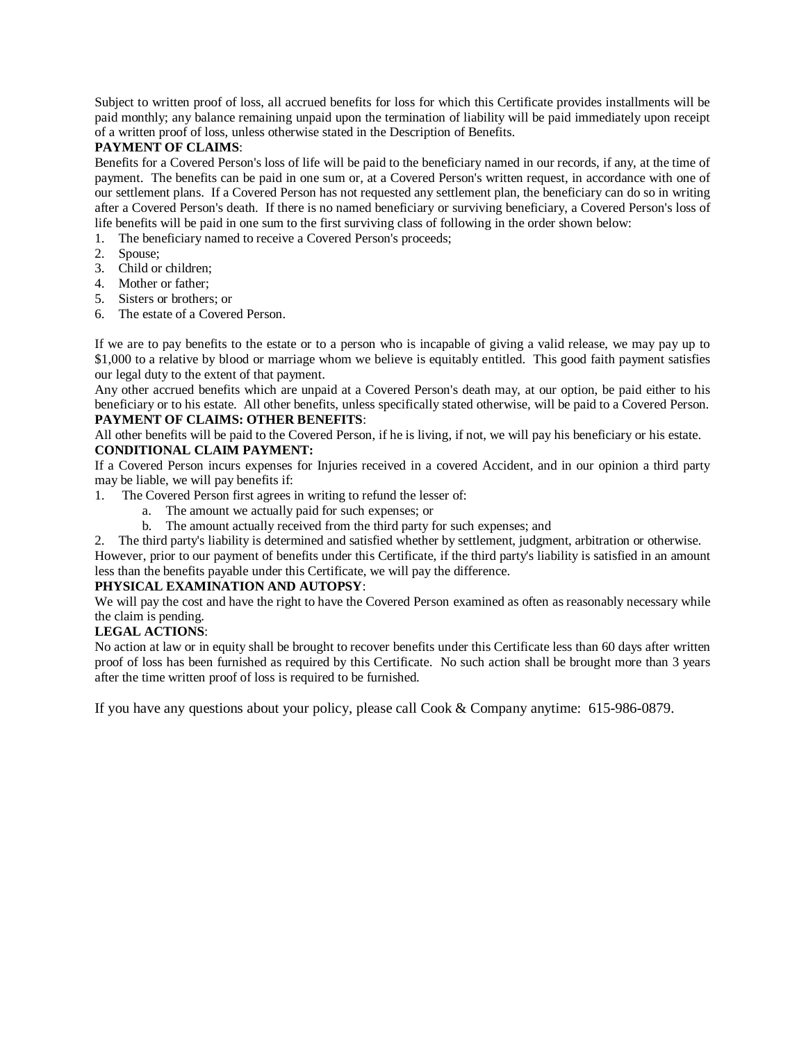Subject to written proof of loss, all accrued benefits for loss for which this Certificate provides installments will be paid monthly; any balance remaining unpaid upon the termination of liability will be paid immediately upon receipt of a written proof of loss, unless otherwise stated in the Description of Benefits.

**PAYMENT OF CLAIMS**:

Benefits for a Covered Person's loss of life will be paid to the beneficiary named in our records, if any, at the time of payment. The benefits can be paid in one sum or, at a Covered Person's written request, in accordance with one of our settlement plans. If a Covered Person has not requested any settlement plan, the beneficiary can do so in writing after a Covered Person's death. If there is no named beneficiary or surviving beneficiary, a Covered Person's loss of life benefits will be paid in one sum to the first surviving class of following in the order shown below:

1. The beneficiary named to receive a Covered Person's proceeds;
2. Spouse;
3. Child or children;
4. Mother or father;
5. Sisters or brothers; or
6. The estate of a Covered Person.

If we are to pay benefits to the estate or to a person who is incapable of giving a valid release, we may pay up to $1,000 to a relative by blood or marriage whom we believe is equitably entitled. This good faith payment satisfies our legal duty to the extent of that payment.

Any other accrued benefits which are unpaid at a Covered Person's death may, at our option, be paid either to his beneficiary or to his estate. All other benefits, unless specifically stated otherwise, will be paid to a Covered Person.

**PAYMENT OF CLAIMS: OTHER BENEFITS**:

All other benefits will be paid to the Covered Person, if he is living, if not, we will pay his beneficiary or his estate.

**CONDITIONAL CLAIM PAYMENT:**

If a Covered Person incurs expenses for Injuries received in a covered Accident, and in our opinion a third party may be liable, we will pay benefits if:

1. The Covered Person first agrees in writing to refund the lesser of:
    a. The amount we actually paid for such expenses; or
    b. The amount actually received from the third party for such expenses; and
2. The third party's liability is determined and satisfied whether by settlement, judgment, arbitration or otherwise.

However, prior to our payment of benefits under this Certificate, if the third party's liability is satisfied in an amount less than the benefits payable under this Certificate, we will pay the difference.

**PHYSICAL EXAMINATION AND AUTOPSY**:

We will pay the cost and have the right to have the Covered Person examined as often as reasonably necessary while the claim is pending.

**LEGAL ACTIONS**:

No action at law or in equity shall be brought to recover benefits under this Certificate less than 60 days after written proof of loss has been furnished as required by this Certificate. No such action shall be brought more than 3 years after the time written proof of loss is required to be furnished.

If you have any questions about your policy, please call Cook & Company anytime: 615-986-0879.